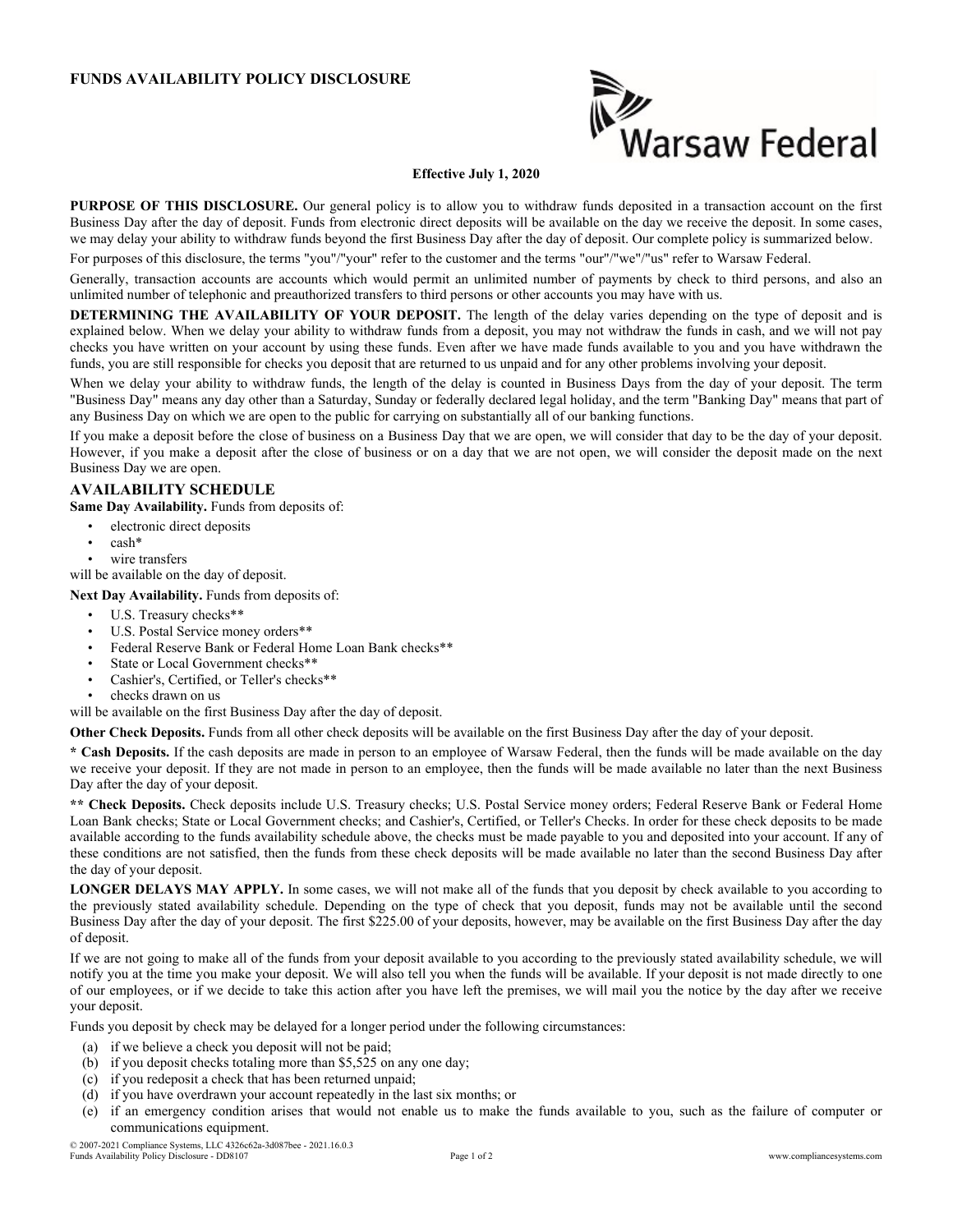# FUNDS AVAILABILITY POLICY DISCLOSURE

Warsaw Federal

**Effective July 1, 2020**

**PURPOSE OF THIS DISCLOSURE.** Our general policy is to allow you to withdraw funds deposited in a transaction account on the first Business Day after the day of deposit. Funds from electronic direct deposits will be available on the day we receive the deposit. In some cases, we may delay your ability to withdraw funds beyond the first Business Day after the day of deposit. Our complete policy is summarized below.

For purposes of this disclosure, the terms "you"/"your" refer to the customer and the terms "our"/"we"/"us" refer to Warsaw Federal.

Generally, transaction accounts are accounts which would permit an unlimited number of payments by check to third persons, and also an unlimited number of telephonic and preauthorized transfers to third persons or other accounts you may have with us.

**DETERMINING THE AVAILABILITY OF YOUR DEPOSIT.** The length of the delay varies depending on the type of deposit and is explained below. When we delay your ability to withdraw funds from a deposit, you may not withdraw the funds in cash, and we will not pay checks you have written on your account by using these funds. Even after we have made funds available to you and you have withdrawn the funds, you are still responsible for checks you deposit that are returned to us unpaid and for any other problems involving your deposit.

When we delay your ability to withdraw funds, the length of the delay is counted in Business Days from the day of your deposit. The term "Business Day" means any day other than a Saturday, Sunday or federally declared legal holiday, and the term "Banking Day" means that part of any Business Day on which we are open to the public for carrying on substantially all of our banking functions.

If you make a deposit before the close of business on a Business Day that we are open, we will consider that day to be the day of your deposit. However, if you make a deposit after the close of business or on a day that we are not open, we will consider the deposit made on the next Business Day we are open.

## AVAILABILITY SCHEDULE

**Same Day Availability.** Funds from deposits of:

- electronic direct deposits
- cash*
- wire transfers

will be available on the day of deposit.

**Next Day Availability.** Funds from deposits of:

- U.S. Treasury checks**
- U.S. Postal Service money orders**
- Federal Reserve Bank or Federal Home Loan Bank checks**
- State or Local Government checks**
- Cashier's, Certified, or Teller's checks**
- checks drawn on us

will be available on the first Business Day after the day of deposit.

**Other Check Deposits.** Funds from all other check deposits will be available on the first Business Day after the day of your deposit.

**\* Cash Deposits.** If the cash deposits are made in person to an employee of Warsaw Federal, then the funds will be made available on the day we receive your deposit. If they are not made in person to an employee, then the funds will be made available no later than the next Business Day after the day of your deposit.

**\*\* Check Deposits.** Check deposits include U.S. Treasury checks; U.S. Postal Service money orders; Federal Reserve Bank or Federal Home Loan Bank checks; State or Local Government checks; and Cashier's, Certified, or Teller's Checks. In order for these check deposits to be made available according to the funds availability schedule above, the checks must be made payable to you and deposited into your account. If any of these conditions are not satisfied, then the funds from these check deposits will be made available no later than the second Business Day after the day of your deposit.

**LONGER DELAYS MAY APPLY.** In some cases, we will not make all of the funds that you deposit by check available to you according to the previously stated availability schedule. Depending on the type of check that you deposit, funds may not be available until the second Business Day after the day of your deposit. The first $225.00 of your deposits, however, may be available on the first Business Day after the day of deposit.

If we are not going to make all of the funds from your deposit available to you according to the previously stated availability schedule, we will notify you at the time you make your deposit. We will also tell you when the funds will be available. If your deposit is not made directly to one of our employees, or if we decide to take this action after you have left the premises, we will mail you the notice by the day after we receive your deposit.

Funds you deposit by check may be delayed for a longer period under the following circumstances:

(a) if we believe a check you deposit will not be paid;
(b) if you deposit checks totaling more than $5,525 on any one day;
(c) if you redeposit a check that has been returned unpaid;
(d) if you have overdrawn your account repeatedly in the last six months; or
(e) if an emergency condition arises that would not enable us to make the funds available to you, such as the failure of computer or communications equipment.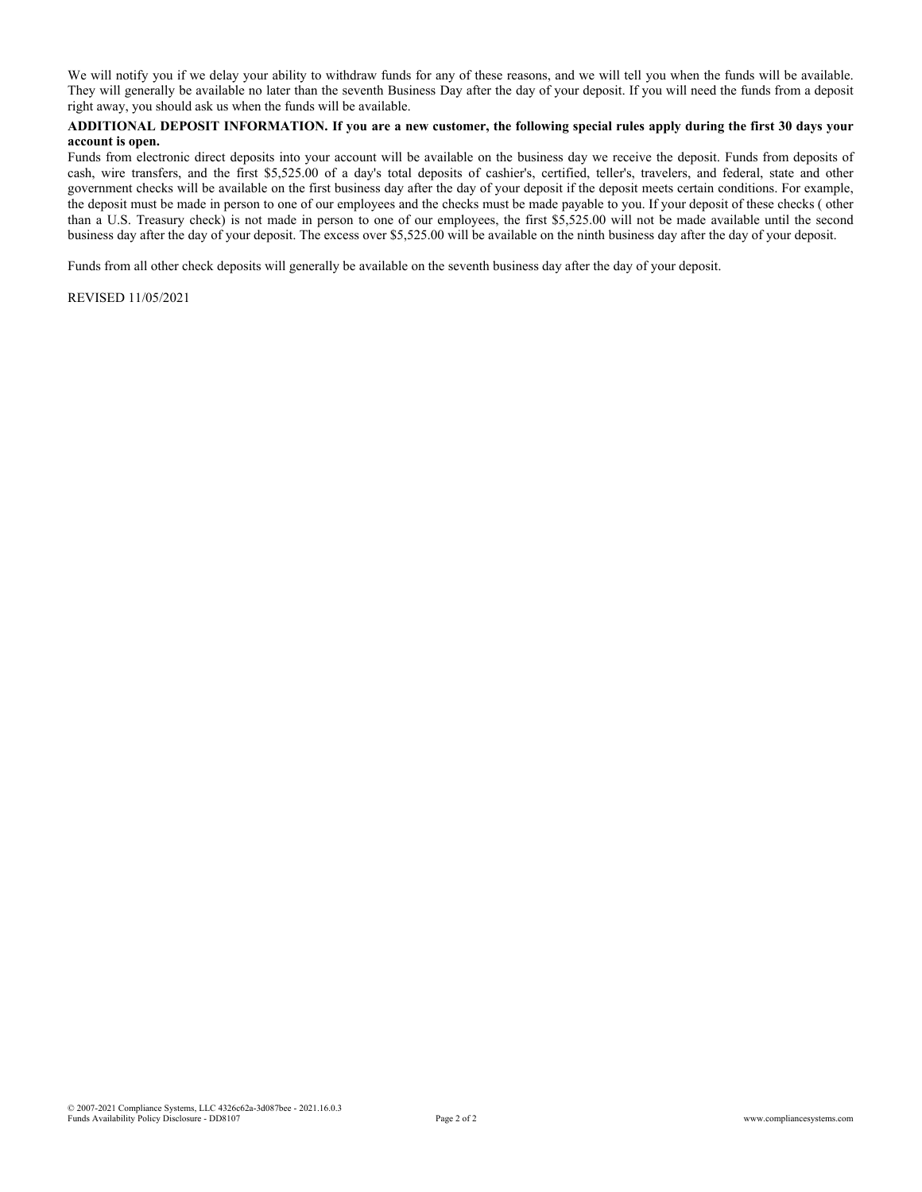We will notify you if we delay your ability to withdraw funds for any of these reasons, and we will tell you when the funds will be available. They will generally be available no later than the seventh Business Day after the day of your deposit. If you will need the funds from a deposit right away, you should ask us when the funds will be available.

**ADDITIONAL DEPOSIT INFORMATION. If you are a new customer, the following special rules apply during the first 30 days your account is open.**

Funds from electronic direct deposits into your account will be available on the business day we receive the deposit. Funds from deposits of cash, wire transfers, and the first $5,525.00 of a day's total deposits of cashier's, certified, teller's, travelers, and federal, state and other government checks will be available on the first business day after the day of your deposit if the deposit meets certain conditions. For example, the deposit must be made in person to one of our employees and the checks must be made payable to you. If your deposit of these checks ( other than a U.S. Treasury check) is not made in person to one of our employees, the first $5,525.00 will not be made available until the second business day after the day of your deposit. The excess over $5,525.00 will be available on the ninth business day after the day of your deposit.

Funds from all other check deposits will generally be available on the seventh business day after the day of your deposit.

REVISED 11/05/2021